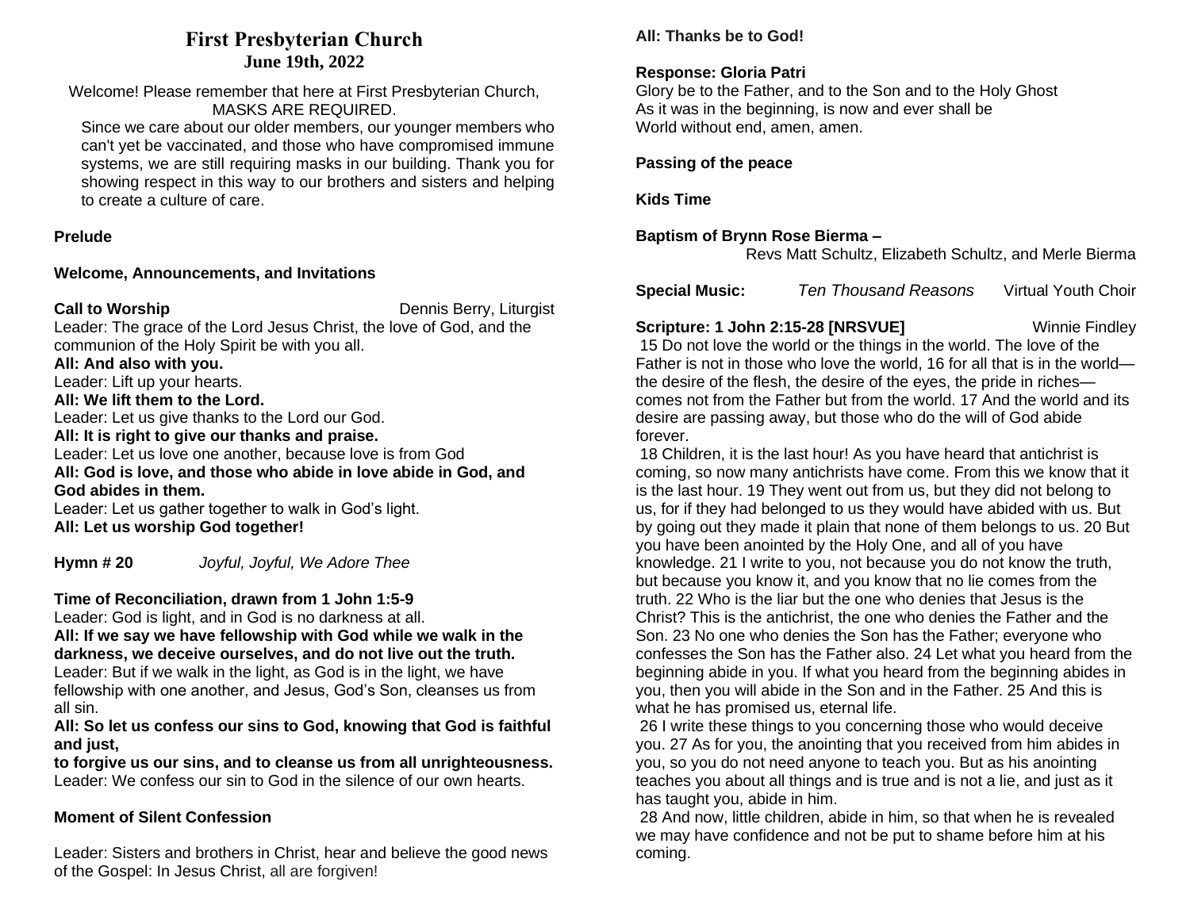# First Presbyterian Church
## June 19th, 2022

Welcome! Please remember that here at First Presbyterian Church, MASKS ARE REQUIRED.

Since we care about our older members, our younger members who can't yet be vaccinated, and those who have compromised immune systems, we are still requiring masks in our building. Thank you for showing respect in this way to our brothers and sisters and helping to create a culture of care.

**Prelude**

**Welcome, Announcements, and Invitations**

**Call to Worship** Dennis Berry, Liturgist

Leader: The grace of the Lord Jesus Christ, the love of God, and the communion of the Holy Spirit be with you all.
**All: And also with you.**
Leader: Lift up your hearts.
**All: We lift them to the Lord.**
Leader: Let us give thanks to the Lord our God.
**All: It is right to give our thanks and praise.**
Leader: Let us love one another, because love is from God
**All: God is love, and those who abide in love abide in God, and God abides in them.**
Leader: Let us gather together to walk in God's light.
**All: Let us worship God together!**

**Hymn # 20** *Joyful, Joyful, We Adore Thee*

**Time of Reconciliation, drawn from 1 John 1:5-9**

Leader: God is light, and in God is no darkness at all.
**All: If we say we have fellowship with God while we walk in the darkness, we deceive ourselves, and do not live out the truth.**
Leader: But if we walk in the light, as God is in the light, we have fellowship with one another, and Jesus, God's Son, cleanses us from all sin.
**All: So let us confess our sins to God, knowing that God is faithful and just,**
**to forgive us our sins, and to cleanse us from all unrighteousness.**
Leader: We confess our sin to God in the silence of our own hearts.

**Moment of Silent Confession**

Leader: Sisters and brothers in Christ, hear and believe the good news of the Gospel: In Jesus Christ, all are forgiven!
**All: Thanks be to God!**

**Response: Gloria Patri**

Glory be to the Father, and to the Son and to the Holy Ghost
As it was in the beginning, is now and ever shall be
World without end, amen, amen.

**Passing of the peace**

**Kids Time**

**Baptism of Brynn Rose Bierma –**
Revs Matt Schultz, Elizabeth Schultz, and Merle Bierma

**Special Music:** *Ten Thousand Reasons* Virtual Youth Choir

**Scripture: 1 John 2:15-28 [NRSVUE]** Winnie Findley

15 Do not love the world or the things in the world. The love of the Father is not in those who love the world, 16 for all that is in the world—the desire of the flesh, the desire of the eyes, the pride in riches—comes not from the Father but from the world. 17 And the world and its desire are passing away, but those who do the will of God abide forever.

18 Children, it is the last hour! As you have heard that antichrist is coming, so now many antichrists have come. From this we know that it is the last hour. 19 They went out from us, but they did not belong to us, for if they had belonged to us they would have abided with us. But by going out they made it plain that none of them belongs to us. 20 But you have been anointed by the Holy One, and all of you have knowledge. 21 I write to you, not because you do not know the truth, but because you know it, and you know that no lie comes from the truth. 22 Who is the liar but the one who denies that Jesus is the Christ? This is the antichrist, the one who denies the Father and the Son. 23 No one who denies the Son has the Father; everyone who confesses the Son has the Father also. 24 Let what you heard from the beginning abide in you. If what you heard from the beginning abides in you, then you will abide in the Son and in the Father. 25 And this is what he has promised us, eternal life.

26 I write these things to you concerning those who would deceive you. 27 As for you, the anointing that you received from him abides in you, so you do not need anyone to teach you. But as his anointing teaches you about all things and is true and is not a lie, and just as it has taught you, abide in him.

28 And now, little children, abide in him, so that when he is revealed we may have confidence and not be put to shame before him at his coming.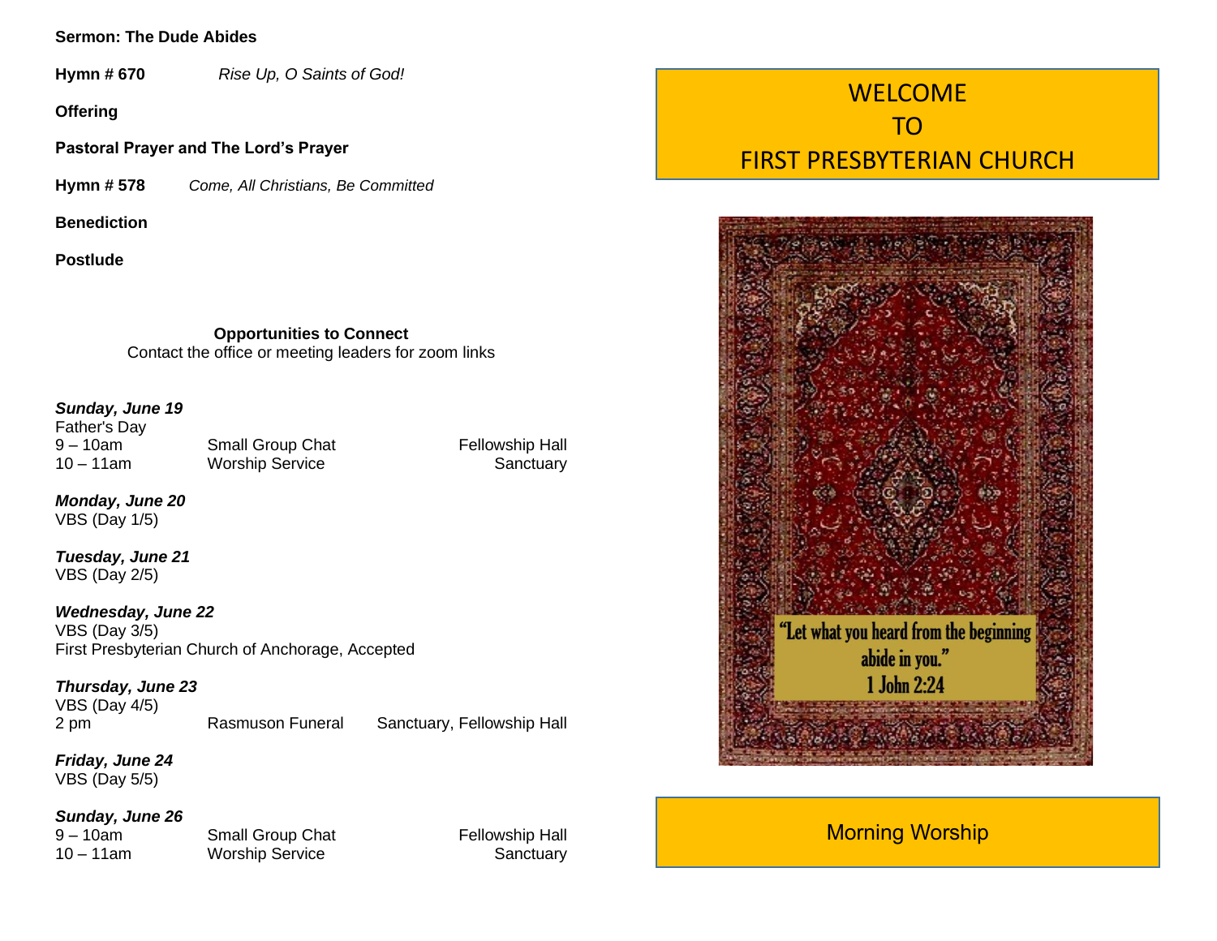**Sermon: The Dude Abides**

**Hymn # 670** *Rise Up, O Saints of God!*

**Offering**

**Pastoral Prayer and The Lord's Prayer**

**Hymn # 578** *Come, All Christians, Be Committed*

**Benediction**

**Postlude**

**Opportunities to Connect**

Contact the office or meeting leaders for zoom links

***Sunday, June 19***
Father's Day

| | | |
|---|---|---|
| 9 – 10am | Small Group Chat | Fellowship Hall |
| 10 – 11am | Worship Service | Sanctuary |

***Monday, June 20***
VBS (Day 1/5)

***Tuesday, June 21***
VBS (Day 2/5)

***Wednesday, June 22***
VBS (Day 3/5)
First Presbyterian Church of Anchorage, Accepted

***Thursday, June 23***
VBS (Day 4/5)

| | | |
|---|---|---|
| 2 pm | Rasmuson Funeral | Sanctuary, Fellowship Hall |

***Friday, June 24***
VBS (Day 5/5)

***Sunday, June 26***

| | | |
|---|---|---|
| 9 – 10am | Small Group Chat | Fellowship Hall |
| 10 – 11am | Worship Service | Sanctuary |

# WELCOME TO FIRST PRESBYTERIAN CHURCH

"Let what you heard from the beginning abide in you."
1 John 2:24

## Morning Worship